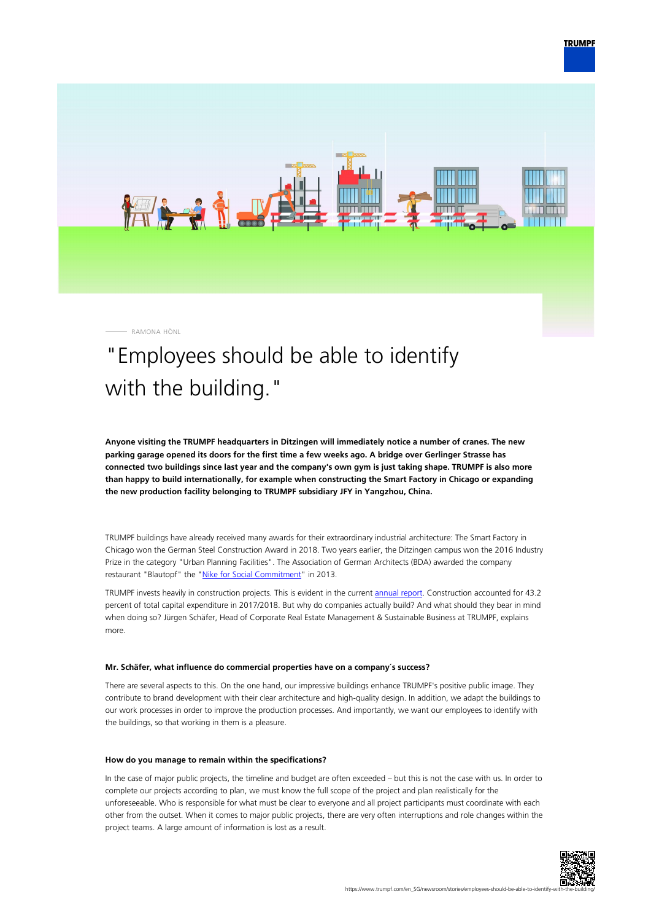RAMONA HÖNL

# "Employees should be able to identify with the building."

**Anyone visiting the TRUMPF headquarters in Ditzingen will immediately notice a number of cranes. The new parking garage opened its doors for the first time a few weeks ago. A bridge over Gerlinger Strasse has connected two buildings since last year and the company's own gym is just taking shape. TRUMPF is also more than happy to build internationally, for example when constructing the Smart Factory in Chicago or expanding the new production facility belonging to TRUMPF subsidiary JFY in Yangzhou, China.**

TRUMPF buildings have already received many awards for their extraordinary industrial architecture: The Smart Factory in Chicago won the German Steel Construction Award in 2018. Two years earlier, the Ditzingen campus won the 2016 Industry Prize in the category "Urban Planning Facilities". The Association of German Architects (BDA) awarded the company restaurant "Blautopf" the "Nike for Social Commitment" in 2013.

TRUMPF invests heavily in construction projects. This is evident in the current annual report. Construction accounted for 43.2 percent of total capital expenditure in 2017/2018. But why do companies actually build? And what should they bear in mind when doing so? Jürgen Schäfer, Head of Corporate Real Estate Management & Sustainable Business at TRUMPF, explains more.

**Mr. Schäfer, what influence do commercial properties have on a company´s success?**

There are several aspects to this. On the one hand, our impressive buildings enhance TRUMPF's positive public image. They contribute to brand development with their clear architecture and high-quality design. In addition, we adapt the buildings to our work processes in order to improve the production processes. And importantly, we want our employees to identify with the buildings, so that working in them is a pleasure.

**How do you manage to remain within the specifications?**

In the case of major public projects, the timeline and budget are often exceeded – but this is not the case with us. In order to complete our projects according to plan, we must know the full scope of the project and plan realistically for the unforeseeable. Who is responsible for what must be clear to everyone and all project participants must coordinate with each other from the outset. When it comes to major public projects, there are very often interruptions and role changes within the project teams. A large amount of information is lost as a result.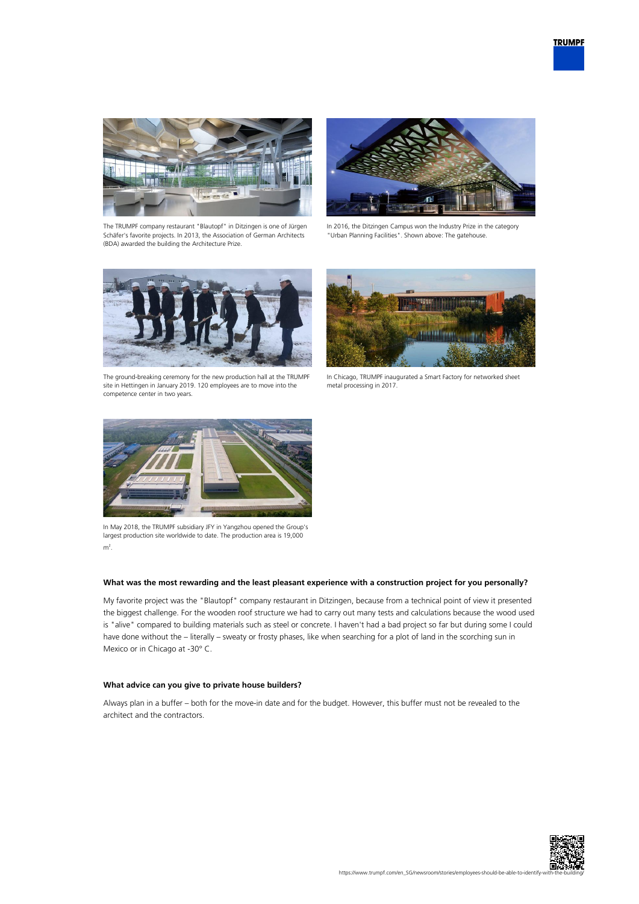The TRUMPF company restaurant "Blautopf" in Ditzingen is one of Jürgen Schäfer's favorite projects. In 2013, the Association of German Architects (BDA) awarded the building the Architecture Prize.

In 2016, the Ditzingen Campus won the Industry Prize in the category "Urban Planning Facilities". Shown above: The gatehouse.

The ground-breaking ceremony for the new production hall at the TRUMPF site in Hettingen in January 2019. 120 employees are to move into the competence center in two years.

In Chicago, TRUMPF inaugurated a Smart Factory for networked sheet metal processing in 2017.

In May 2018, the TRUMPF subsidiary JFY in Yangzhou opened the Group's largest production site worldwide to date. The production area is 19,000 $m^2$.

#### What was the most rewarding and the least pleasant experience with a construction project for you personally?

My favorite project was the "Blautopf" company restaurant in Ditzingen, because from a technical point of view it presented the biggest challenge. For the wooden roof structure we had to carry out many tests and calculations because the wood used is "alive" compared to building materials such as steel or concrete. I haven't had a bad project so far but during some I could have done without the – literally – sweaty or frosty phases, like when searching for a plot of land in the scorching sun in Mexico or in Chicago at -30° C.

#### What advice can you give to private house builders?

Always plan in a buffer – both for the move-in date and for the budget. However, this buffer must not be revealed to the architect and the contractors.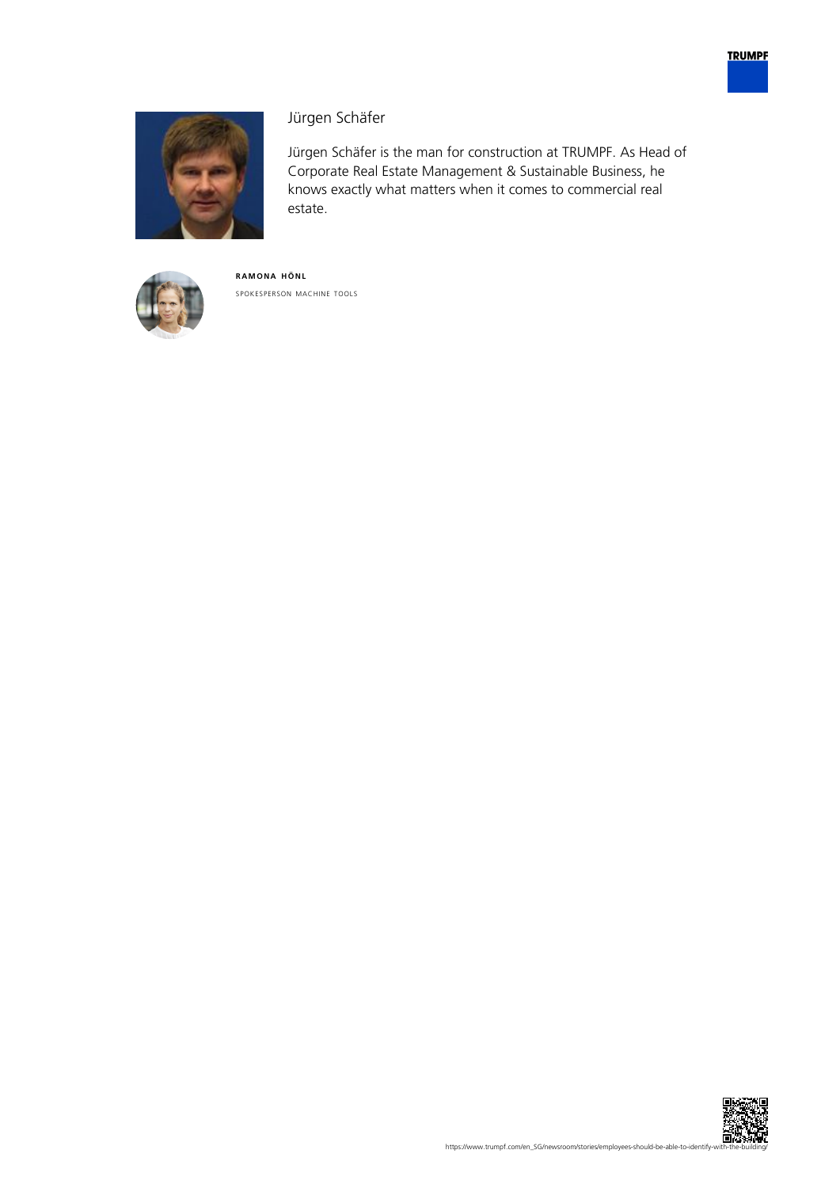Jürgen Schäfer

Jürgen Schäfer is the man for construction at TRUMPF. As Head of Corporate Real Estate Management & Sustainable Business, he knows exactly what matters when it comes to commercial real estate.

**RAMONA HÖNL**

SPOKESPERSON MACHINE TOOLS

https://www.trumpf.com/en_SG/newsroom/stories/employees-should-be-able-to-identify-with-the-building/